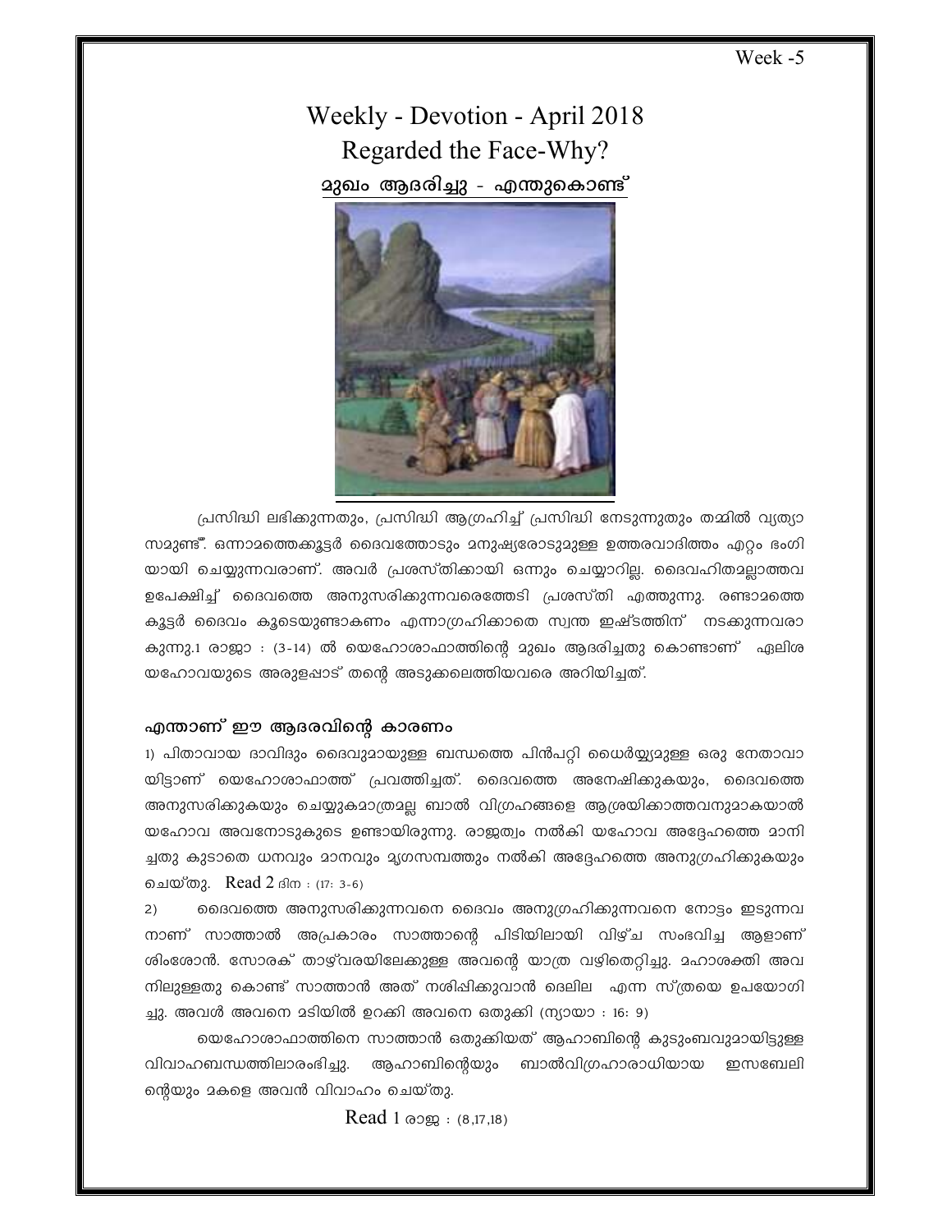Week -5

# Weekly - Devotion - April 2018

# Regarded the Face-Why?

## മുഖം ആദരിച്ചു - എന്തുകൊണ്ട്

പ്രസിദ്ധി ലഭിക്കുന്നതും, പ്രസിദ്ധി ആഗ്രഹിച്ച് പ്രസിദ്ധി നേടുന്നുതും തമ്മിൽ വ്യത്യാസമുണ്ട്. ഒന്നാമത്തെക്കൂട്ടർ ദൈവത്തോടും മനുഷ്യരോടുമുള്ള ഉത്തരവാദിത്തം ഏറ്റം ഭംഗിയായി ചെയ്യുന്നവരാണ്. അവർ പ്രശസ്തിക്കായി ഒന്നും ചെയ്യാറില്ല. ദൈവഹിതമല്ലാത്തവ ഉപേക്ഷിച്ച് ദൈവത്തെ അനുസരിക്കുന്നവരെത്തേടി പ്രശസ്തി എത്തുന്നു. രണ്ടാമത്തെ കൂട്ടർ ദൈവം കൂടെയുണ്ടാകണം എന്നാഗ്രഹിക്കാതെ സ്വന്ത ഇഷ്ടത്തിന് നടക്കുന്നവരാകുന്നു.1 രാജാ : (3-14) ൽ യെഹോശാഫാത്തിന്റെ മുഖം ആദരിച്ചതു കൊണ്ടാണ് ഏലിശ യഹോവയുടെ അരുളപ്പാട് തന്റെ അടുക്കലെത്തിയവരെ അറിയിച്ചത്.

### എന്താണ് ഈ ആദരവിന്റെ കാരണം

1) പിതാവായ ദാവിദും ദൈവുമായുള്ള ബന്ധത്തെ പിൻപറ്റി ധൈർയ്യമുള്ള ഒരു നേതാവായിട്ടാണ് യെഹോശാഫാത്ത് പ്രവത്തിച്ചത്. ദൈവത്തെ അനേഷിക്കുകയും, ദൈവത്തെ അനുസരിക്കുകയും ചെയ്യുകമാത്രമല്ല ബാൽ വിഗ്രഹങ്ങളെ ആശ്രയിക്കാത്തവനുമാകയാൽ യഹോവ അവനോടുകൂടെ ഉണ്ടായിരുന്നു. രാജത്വം നൽകി യഹോവ അദ്ദേഹത്തെ മാനിച്ചതു കൂടാതെ ധനവും മാനവും മൃഗസമ്പത്തും നൽകി അദ്ദേഹത്തെ അനുഗ്രഹിക്കുകയും ചെയ്തു. Read 2 ദിന : (17: 3-6)

2) ദൈവത്തെ അനുസരിക്കുന്നവനെ ദൈവം അനുഗ്രഹിക്കുന്നവനെ നോട്ടം ഇടുന്നവനാണ് സാത്താൽ അപ്രകാരം സാത്താന്റെ പിടിയിലായി വിഴ്ച സംഭവിച്ച ആളാണ് ശിംശോൻ. സോരക് താഴ്‌വരയിലേക്കുള്ള അവന്റെ യാത്ര വഴിതെറ്റിച്ചു. മഹാശക്തി അവനിലുള്ളതു കൊണ്ട് സാത്താൻ അത് നശിപ്പിക്കുവാൻ ദെലില എന്ന സ്ത്രയെ ഉപയോഗിച്ചു. അവൾ അവനെ മടിയിൽ ഉറക്കി അവനെ ഒതുക്കി (ന്യായാ : 16: 9)

യെഹോശാഫാത്തിനെ സാത്താൻ ഒതുക്കിയത് ആഹാബിന്റെ കുടുംബവുമായിട്ടുള്ള വിവാഹബന്ധത്തിലാരംഭിച്ചു. ആഹാബിന്റെയും ബാൽവിഗ്രഹാരാധിയായ ഇസബേലിന്റെയും മകളെ അവൻ വിവാഹം ചെയ്തു.

Read 1 രാജ : (8,17,18)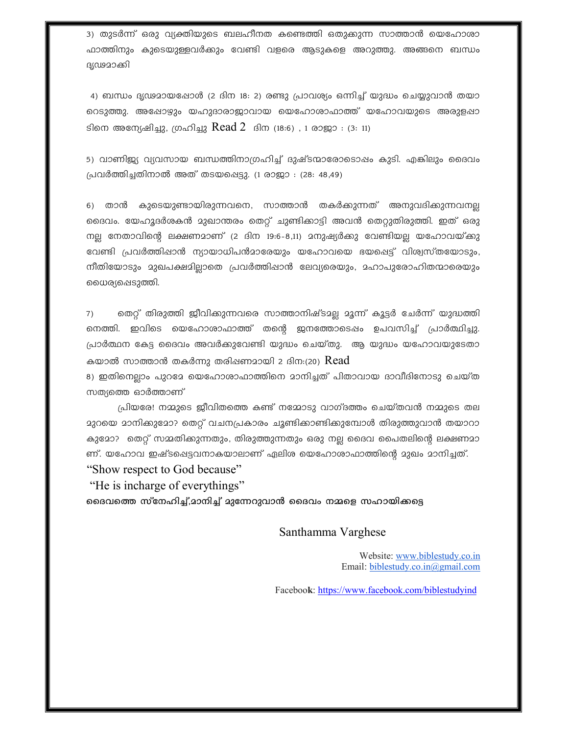3) തുടർന്ന് ഒരു വ്യക്തിയുടെ ബലഹീനത കണ്ടെത്തി ഒതുക്കുന്ന സാത്താൻ യെഹോശാഫാത്തിനും കുടെയുള്ളവർക്കും വേണ്ടി വളരെ ആടുകളെ അറുത്തു. അങ്ങനെ ബന്ധം ദൃഢമാക്കി

4) ബന്ധം ദൃഢമായപ്പോൾ (2 ദിന 18: 2) രണ്ടു പ്രാവശ്യം ഒന്നിച്ച് യുദ്ധം ചെയ്യുവാൻ തയാറെടുത്തു. അപ്പോഴും യഹൂദാരാജാവായ യെഹോശാഫാത്ത് യഹോവയുടെ അരുളപ്പാടിനെ അന്വേഷിച്ചു, ഗ്രഹിച്ചു Read 2 ദിന (18:6) , 1 രാജാ : (3: 11)

5) വാണിജ്യ വ്യവസായ ബന്ധത്തിനാഗ്രഹിച്ച് ദുഷ്ടന്മാരോടൊപ്പം കൂടി. എങ്കിലും ദൈവം പ്രവർത്തിച്ചതിനാൽ അത് തടയപ്പെട്ടു. (1 രാജാ : (28: 48,49)

6) താൻ കുടെയുണ്ടായിരുന്നവനെ, സാത്താൻ തകർക്കുന്നത് അനുവദിക്കുന്നവനല്ല ദൈവം. യേഹൂദർശകൻ മുഖാന്തരം തെറ്റ് ചൂണ്ടിക്കാട്ടി അവൻ തെറ്റുതിരുത്തി. ഇത് ഒരു നല്ല നേതാവിന്റെ ലക്ഷണമാണ് (2 ദിന 19:6-8,11) മനുഷ്യർക്കു വേണ്ടിയല്ല യഹോവയ്ക്കു വേണ്ടി പ്രവർത്തിപ്പാൻ ന്യായാധിപൻമാരെയും യഹോവയെ ഭയപ്പെട്ട് വിശ്വസ്തയോടും, നീതിയോടും മുഖപക്ഷമില്ലാതെ പ്രവർത്തിപ്പാൻ ലേവ്യരെയും, മഹാപുരോഹിതന്മാരെയും ധൈര്യപ്പെടുത്തി.

7) തെറ്റ് തിരുത്തി ജീവിക്കുന്നവരെ സാത്താനിഷ്ടമല്ല മൂന്ന് കൂട്ടർ ചേർന്ന് യുദ്ധത്തിനെത്തി. ഇവിടെ യെഹോശാഫാത്ത് തന്റെ ജനത്തോടെപ്പം ഉപവസിച്ച് പ്രാർത്ഥിച്ചു. പ്രാർത്ഥന കേട്ട ദൈവം അവർക്കുവേണ്ടി യുദ്ധം ചെയ്തു. ആ യുദ്ധം യഹോവയുടേതാകയാൽ സാത്താൻ തകർന്നു തരിപ്പണമായി 2 ദിന:(20) Read

8) ഇതിനെല്ലാം പുറമേ യെഹോശാഫാത്തിനെ മാനിച്ചത് പിതാവായ ദാവീദിനോടു ചെയ്ത സത്യത്തെ ഓർത്താണ്

പ്രിയരേ! നമ്മുടെ ജീവിതത്തെ കണ്ട് നമ്മോടു വാഗ്ദത്തം ചെയ്തവൻ നമ്മുടെ തലമുറയെ മാനിക്കുമോ? തെറ്റ് വചനപ്രകാരം ചൂണ്ടിക്കാണിക്കുമ്പോൾ തിരുത്തുവാൻ തയാറാകുമോ? തെറ്റ് സമ്മതിക്കുന്നതും, തിരുത്തുന്നതും ഒരു നല്ല ദൈവ പൈതലിന്റെ ലക്ഷണമാണ്. യഹോവ ഇഷ്ടപ്പെട്ടവനാകയാലാണ് ഏലിശ യെഹോശാഫാത്തിന്റെ മുഖം മാനിച്ചത്.

"Show respect to God because"

"He is incharge of everythings"

**ദൈവത്തെ സ്നേഹിച്ച്,മാനിച്ച് മുന്നേറുവാൻ ദൈവം നമ്മളെ സഹായിക്കട്ടെ**

Santhamma Varghese

Website: www.biblestudy.co.in
Email: biblestudy.co.in@gmail.com

Facebook: https://www.facebook.com/biblestudyind